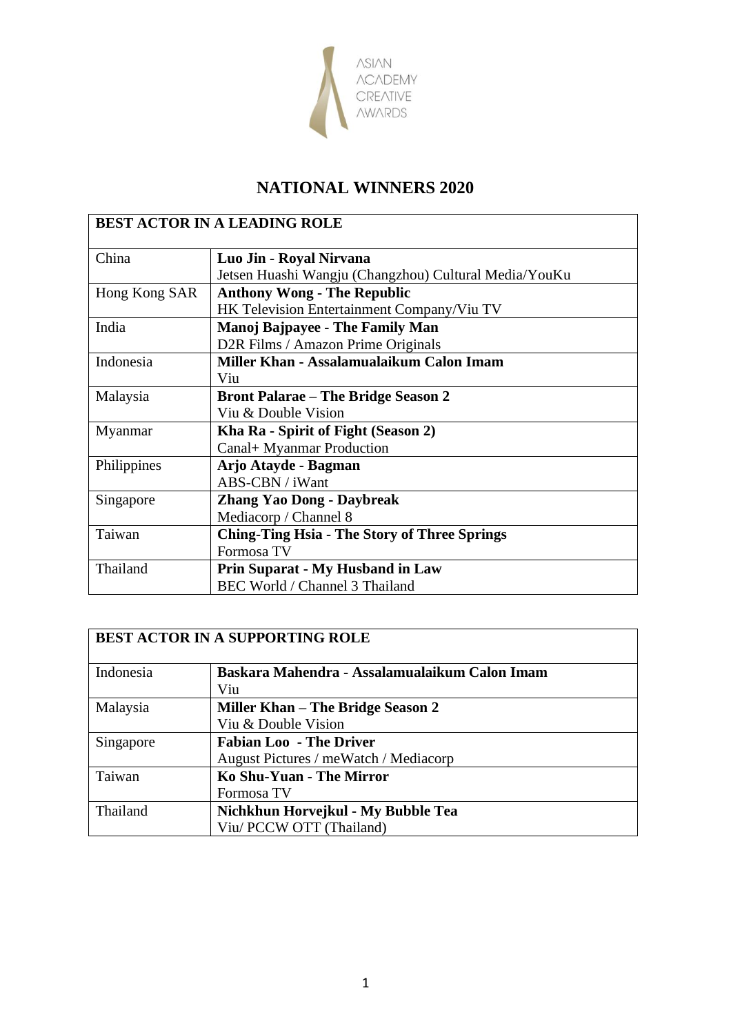ASIAN ACADEMY CREATIVE AWARDS

# NATIONAL WINNERS 2020

| BEST ACTOR IN A LEADING ROLE | |
|---|---|
| China | **Luo Jin - Royal Nirvana**<br>Jetsen Huashi Wangju (Changzhou) Cultural Media/YouKu |
| Hong Kong SAR | **Anthony Wong - The Republic**<br>HK Television Entertainment Company/Viu TV |
| India | **Manoj Bajpayee - The Family Man**<br>D2R Films / Amazon Prime Originals |
| Indonesia | **Miller Khan - Assalamualaikum Calon Imam**<br>Viu |
| Malaysia | **Bront Palarae – The Bridge Season 2**<br>Viu & Double Vision |
| Myanmar | **Kha Ra - Spirit of Fight (Season 2)**<br>Canal+ Myanmar Production |
| Philippines | **Arjo Atayde - Bagman**<br>ABS-CBN / iWant |
| Singapore | **Zhang Yao Dong - Daybreak**<br>Mediacorp / Channel 8 |
| Taiwan | **Ching-Ting Hsia - The Story of Three Springs**<br>Formosa TV |
| Thailand | **Prin Suparat - My Husband in Law**<br>BEC World / Channel 3 Thailand |

| BEST ACTOR IN A SUPPORTING ROLE | |
|---|---|
| Indonesia | **Baskara Mahendra - Assalamualaikum Calon Imam**<br>Viu |
| Malaysia | **Miller Khan – The Bridge Season 2**<br>Viu & Double Vision |
| Singapore | **Fabian Loo - The Driver**<br>August Pictures / meWatch / Mediacorp |
| Taiwan | **Ko Shu-Yuan - The Mirror**<br>Formosa TV |
| Thailand | **Nichkhun Horvejkul - My Bubble Tea**<br>Viu/ PCCW OTT (Thailand) |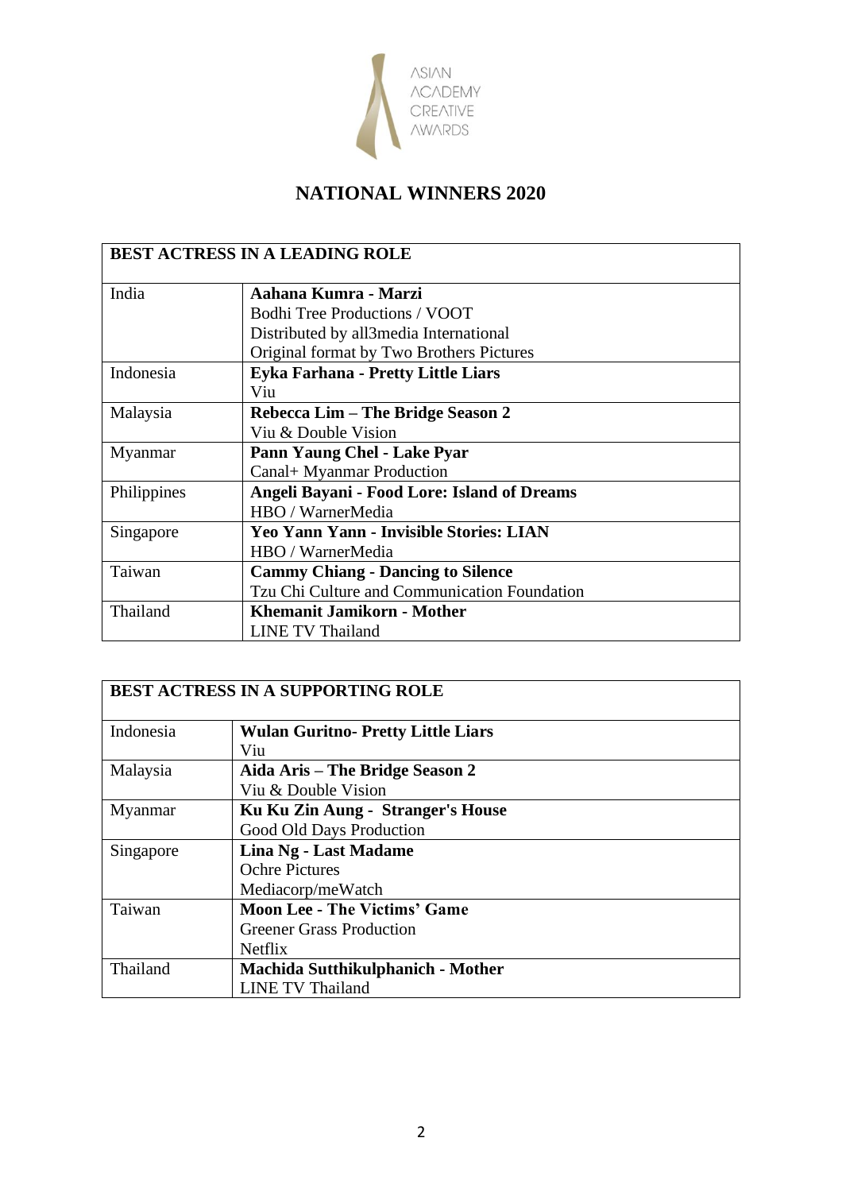ASIAN ACADEMY CREATIVE AWARDS

# NATIONAL WINNERS 2020

| BEST ACTRESS IN A LEADING ROLE | |
|---|---|
| India | **Aahana Kumra - Marzi**<br>Bodhi Tree Productions / VOOT<br>Distributed by all3media International<br>Original format by Two Brothers Pictures |
| Indonesia | **Eyka Farhana - Pretty Little Liars**<br>Viu |
| Malaysia | **Rebecca Lim – The Bridge Season 2**<br>Viu & Double Vision |
| Myanmar | **Pann Yaung Chel - Lake Pyar**<br>Canal+ Myanmar Production |
| Philippines | **Angeli Bayani - Food Lore: Island of Dreams**<br>HBO / WarnerMedia |
| Singapore | **Yeo Yann Yann - Invisible Stories: LIAN**<br>HBO / WarnerMedia |
| Taiwan | **Cammy Chiang - Dancing to Silence**<br>Tzu Chi Culture and Communication Foundation |
| Thailand | **Khemanit Jamikorn - Mother**<br>LINE TV Thailand |

| BEST ACTRESS IN A SUPPORTING ROLE | |
|---|---|
| Indonesia | **Wulan Guritno- Pretty Little Liars**<br>Viu |
| Malaysia | **Aida Aris – The Bridge Season 2**<br>Viu & Double Vision |
| Myanmar | **Ku Ku Zin Aung - Stranger's House**<br>Good Old Days Production |
| Singapore | **Lina Ng - Last Madame**<br>Ochre Pictures<br>Mediacorp/meWatch |
| Taiwan | **Moon Lee - The Victims' Game**<br>Greener Grass Production<br>Netflix |
| Thailand | **Machida Sutthikulphanich - Mother**<br>LINE TV Thailand |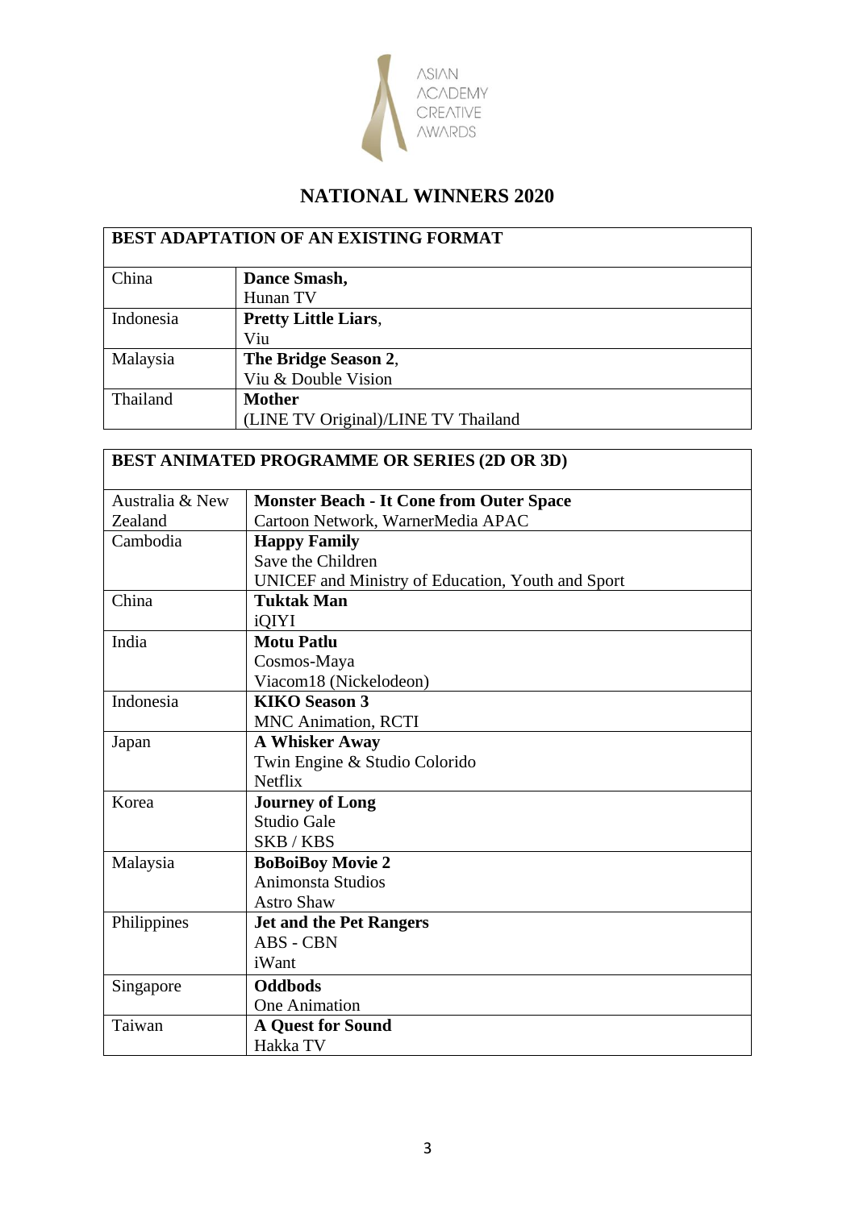ASIAN ACADEMY CREATIVE AWARDS

# NATIONAL WINNERS 2020

| BEST ADAPTATION OF AN EXISTING FORMAT | |
|---|---|
| China | **Dance Smash,**<br>Hunan TV |
| Indonesia | **Pretty Little Liars**,<br>Viu |
| Malaysia | **The Bridge Season 2**,<br>Viu & Double Vision |
| Thailand | **Mother**<br>(LINE TV Original)/LINE TV Thailand |

| BEST ANIMATED PROGRAMME OR SERIES (2D OR 3D) | |
|---|---|
| Australia & New Zealand | **Monster Beach - It Cone from Outer Space**<br>Cartoon Network, WarnerMedia APAC |
| Cambodia | **Happy Family**<br>Save the Children<br>UNICEF and Ministry of Education, Youth and Sport |
| China | **Tuktak Man**<br>iQIYI |
| India | **Motu Patlu**<br>Cosmos-Maya<br>Viacom18 (Nickelodeon) |
| Indonesia | **KIKO Season 3**<br>MNC Animation, RCTI |
| Japan | **A Whisker Away**<br>Twin Engine & Studio Colorido<br>Netflix |
| Korea | **Journey of Long**<br>Studio Gale<br>SKB / KBS |
| Malaysia | **BoBoiBoy Movie 2**<br>Animonsta Studios<br>Astro Shaw |
| Philippines | **Jet and the Pet Rangers**<br>ABS - CBN<br>iWant |
| Singapore | **Oddbods**<br>One Animation |
| Taiwan | **A Quest for Sound**<br>Hakka TV |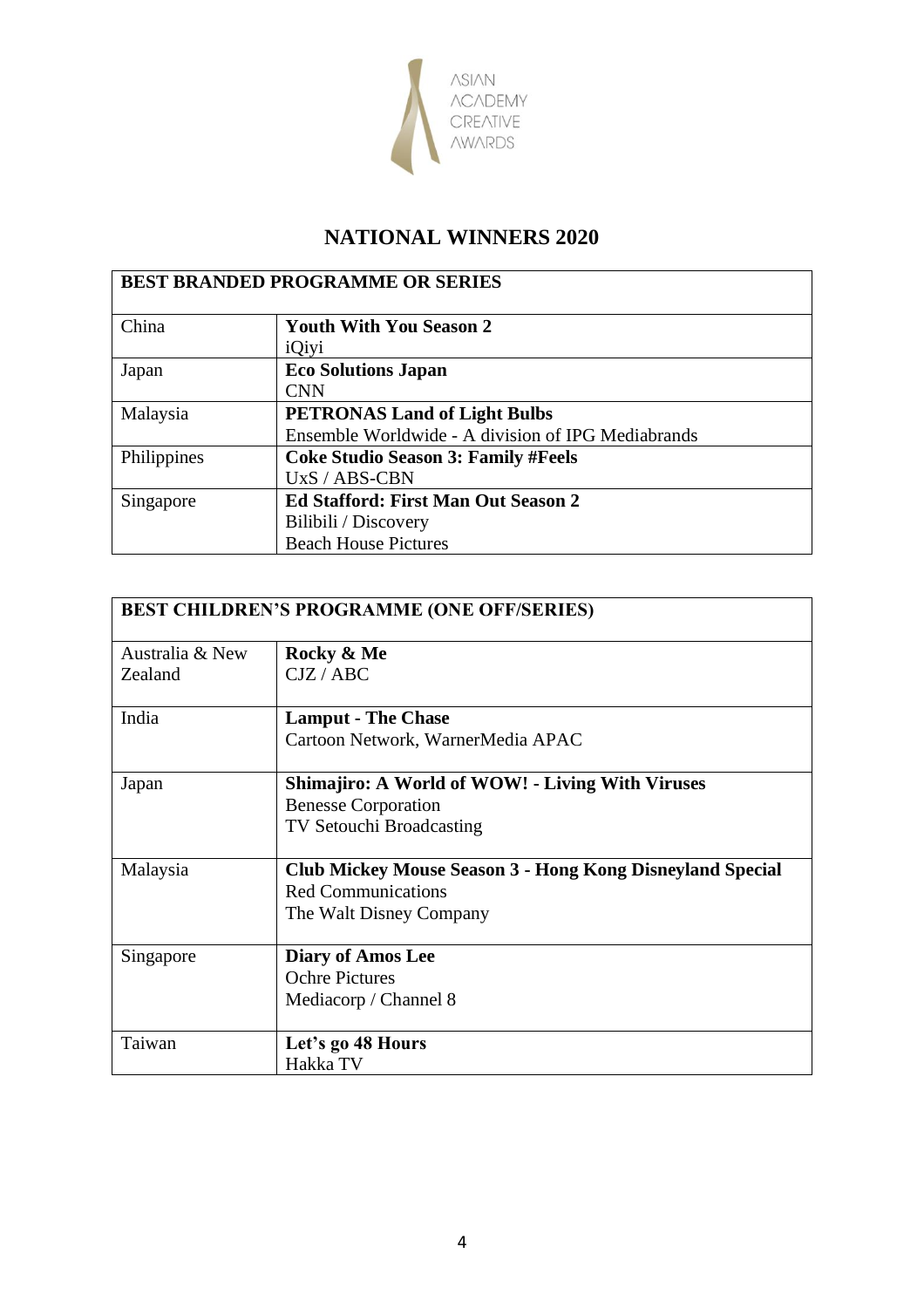## NATIONAL WINNERS 2020

| BEST BRANDED PROGRAMME OR SERIES | |
|---|---|
| China | **Youth With You Season 2**<br>iQiyi |
| Japan | **Eco Solutions Japan**<br>CNN |
| Malaysia | **PETRONAS Land of Light Bulbs**<br>Ensemble Worldwide - A division of IPG Mediabrands |
| Philippines | **Coke Studio Season 3: Family #Feels**<br>UxS / ABS-CBN |
| Singapore | **Ed Stafford: First Man Out Season 2**<br>Bilibili / Discovery<br>Beach House Pictures |

| BEST CHILDREN'S PROGRAMME (ONE OFF/SERIES) | |
|---|---|
| Australia & New Zealand | **Rocky & Me**<br>CJZ / ABC |
| India | **Lamput - The Chase**<br>Cartoon Network, WarnerMedia APAC |
| Japan | **Shimajiro: A World of WOW! - Living With Viruses**<br>Benesse Corporation<br>TV Setouchi Broadcasting |
| Malaysia | **Club Mickey Mouse Season 3 - Hong Kong Disneyland Special**<br>Red Communications<br>The Walt Disney Company |
| Singapore | **Diary of Amos Lee**<br>Ochre Pictures<br>Mediacorp / Channel 8 |
| Taiwan | **Let's go 48 Hours**<br>Hakka TV |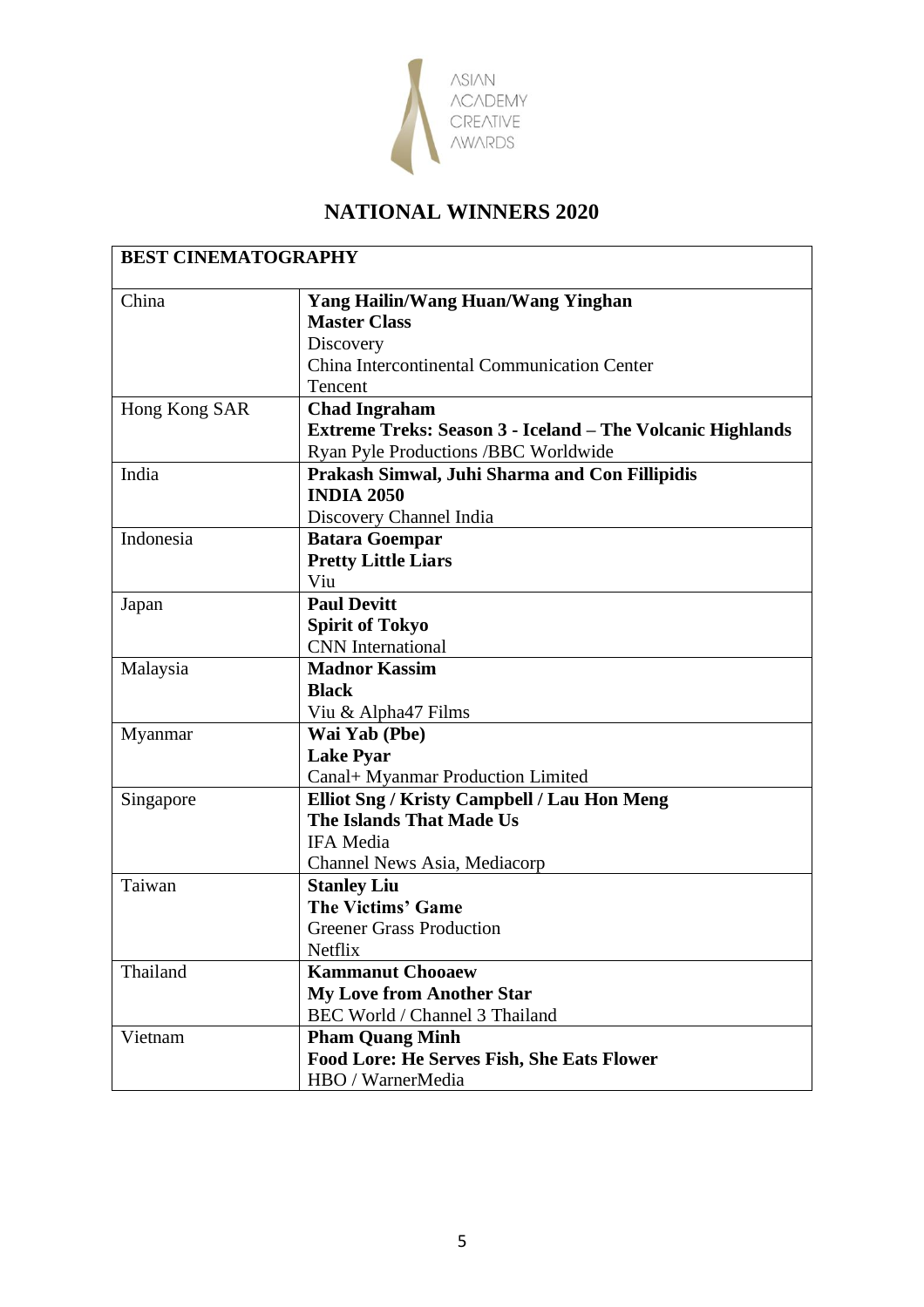ASIAN ACADEMY CREATIVE AWARDS

# NATIONAL WINNERS 2020

| BEST CINEMATOGRAPHY | |
|---|---|
| China | **Yang Hailin/Wang Huan/Wang Yinghan**<br>**Master Class**<br>Discovery<br>China Intercontinental Communication Center<br>Tencent |
| Hong Kong SAR | **Chad Ingraham**<br>**Extreme Treks: Season 3 - Iceland – The Volcanic Highlands**<br>Ryan Pyle Productions /BBC Worldwide |
| India | **Prakash Simwal, Juhi Sharma and Con Fillipidis**<br>**INDIA 2050**<br>Discovery Channel India |
| Indonesia | **Batara Goempar**<br>**Pretty Little Liars**<br>Viu |
| Japan | **Paul Devitt**<br>**Spirit of Tokyo**<br>CNN International |
| Malaysia | **Madnor Kassim**<br>**Black**<br>Viu & Alpha47 Films |
| Myanmar | **Wai Yab (Pbe)**<br>**Lake Pyar**<br>Canal+ Myanmar Production Limited |
| Singapore | **Elliot Sng / Kristy Campbell / Lau Hon Meng**<br>**The Islands That Made Us**<br>IFA Media<br>Channel News Asia, Mediacorp |
| Taiwan | **Stanley Liu**<br>**The Victims' Game**<br>Greener Grass Production<br>Netflix |
| Thailand | **Kammanut Chooaew**<br>**My Love from Another Star**<br>BEC World / Channel 3 Thailand |
| Vietnam | **Pham Quang Minh**<br>**Food Lore: He Serves Fish, She Eats Flower**<br>HBO / WarnerMedia |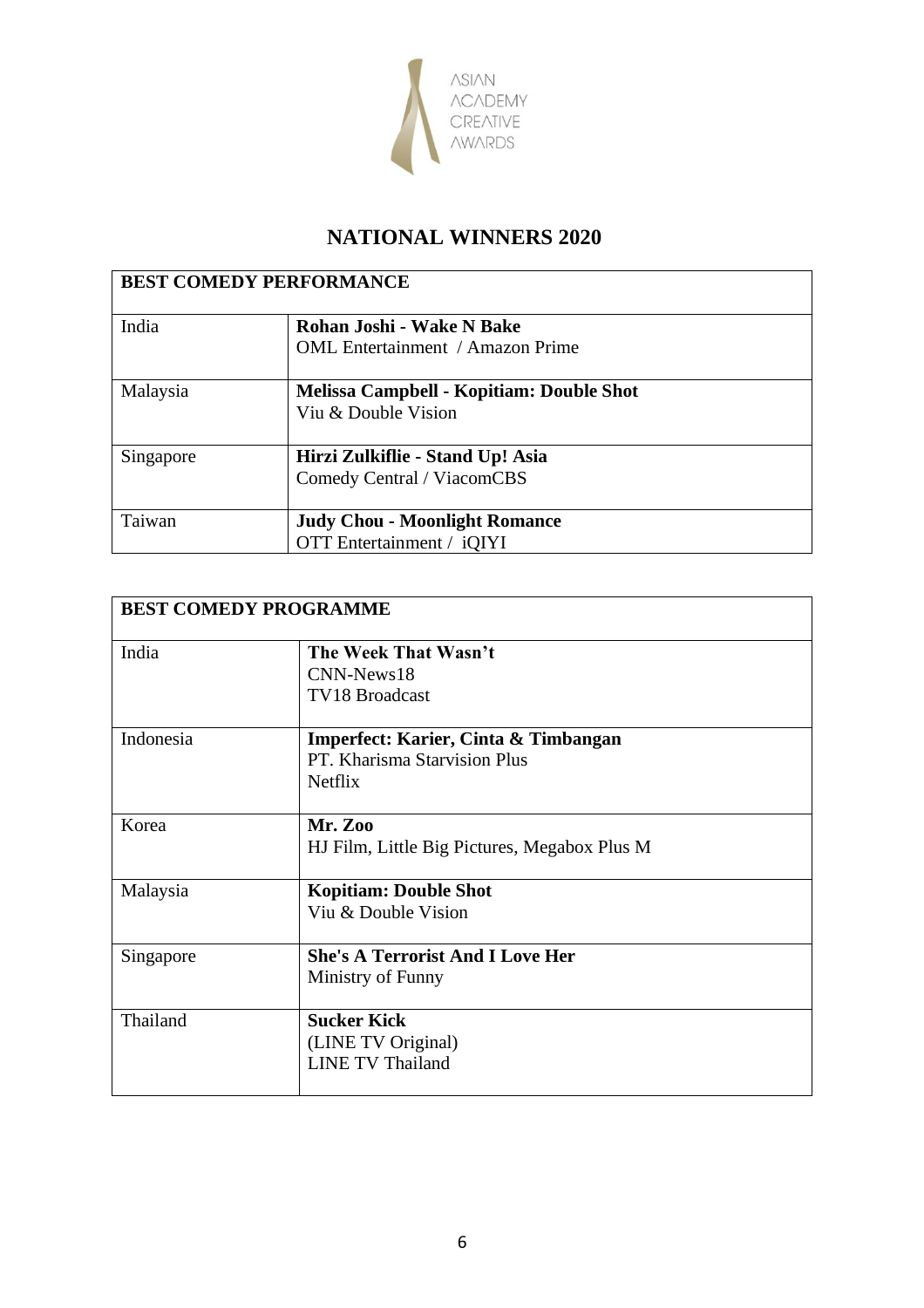## NATIONAL WINNERS 2020

| BEST COMEDY PERFORMANCE | |
| --- | --- |
| India | **Rohan Joshi - Wake N Bake**<br>OML Entertainment / Amazon Prime |
| Malaysia | **Melissa Campbell - Kopitiam: Double Shot**<br>Viu & Double Vision |
| Singapore | **Hirzi Zulkiflie - Stand Up! Asia**<br>Comedy Central / ViacomCBS |
| Taiwan | **Judy Chou - Moonlight Romance**<br>OTT Entertainment / iQIYI |

| BEST COMEDY PROGRAMME | |
| --- | --- |
| India | **The Week That Wasn't**<br>CNN-News18<br>TV18 Broadcast |
| Indonesia | **Imperfect: Karier, Cinta & Timbangan**<br>PT. Kharisma Starvision Plus<br>Netflix |
| Korea | **Mr. Zoo**<br>HJ Film, Little Big Pictures, Megabox Plus M |
| Malaysia | **Kopitiam: Double Shot**<br>Viu & Double Vision |
| Singapore | **She's A Terrorist And I Love Her**<br>Ministry of Funny |
| Thailand | **Sucker Kick**<br>(LINE TV Original)<br>LINE TV Thailand |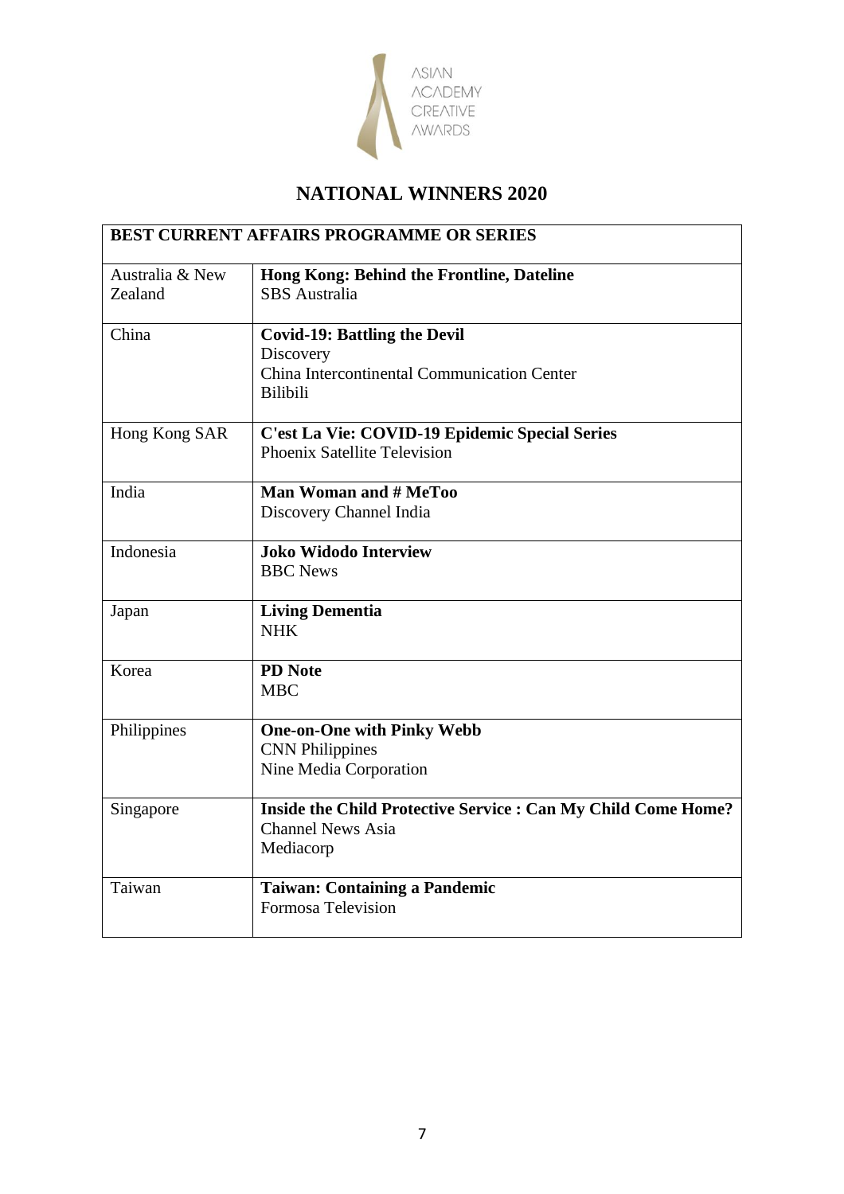ASIAN ACADEMY CREATIVE AWARDS

## NATIONAL WINNERS 2020

| BEST CURRENT AFFAIRS PROGRAMME OR SERIES | |
|---|---|
| Australia & New Zealand | **Hong Kong: Behind the Frontline, Dateline**<br>SBS Australia |
| China | **Covid-19: Battling the Devil**<br>Discovery<br>China Intercontinental Communication Center<br>Bilibili |
| Hong Kong SAR | **C'est La Vie: COVID-19 Epidemic Special Series**<br>Phoenix Satellite Television |
| India | **Man Woman and # MeToo**<br>Discovery Channel India |
| Indonesia | **Joko Widodo Interview**<br>BBC News |
| Japan | **Living Dementia**<br>NHK |
| Korea | **PD Note**<br>MBC |
| Philippines | **One-on-One with Pinky Webb**<br>CNN Philippines<br>Nine Media Corporation |
| Singapore | **Inside the Child Protective Service : Can My Child Come Home?**<br>Channel News Asia<br>Mediacorp |
| Taiwan | **Taiwan: Containing a Pandemic**<br>Formosa Television |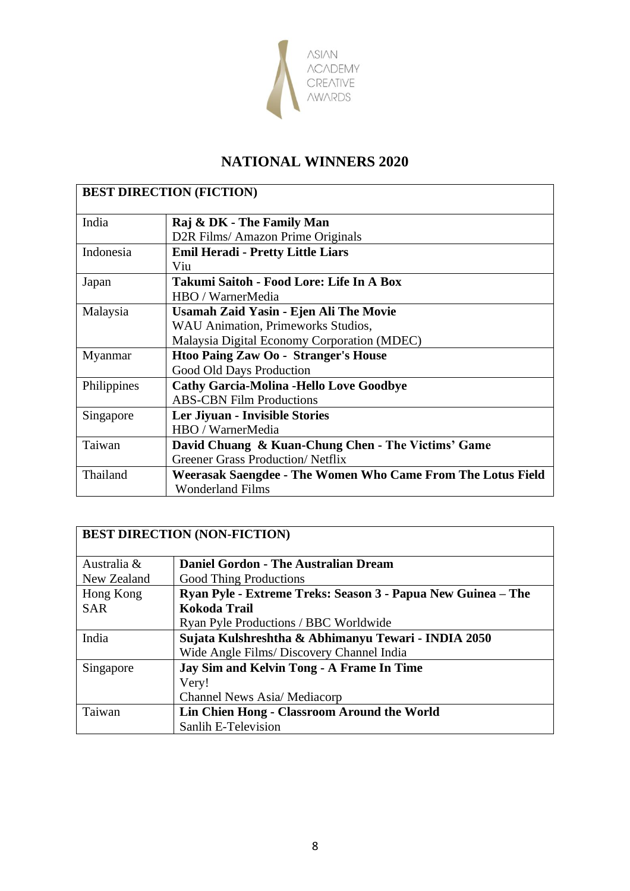# NATIONAL WINNERS 2020

| BEST DIRECTION (FICTION) | |
|---|---|
| India | **Raj & DK - The Family Man**<br>D2R Films/ Amazon Prime Originals |
| Indonesia | **Emil Heradi - Pretty Little Liars**<br>Viu |
| Japan | **Takumi Saitoh - Food Lore: Life In A Box**<br>HBO / WarnerMedia |
| Malaysia | **Usamah Zaid Yasin - Ejen Ali The Movie**<br>WAU Animation, Primeworks Studios,<br>Malaysia Digital Economy Corporation (MDEC) |
| Myanmar | **Htoo Paing Zaw Oo - Stranger's House**<br>Good Old Days Production |
| Philippines | **Cathy Garcia-Molina -Hello Love Goodbye**<br>ABS-CBN Film Productions |
| Singapore | **Ler Jiyuan - Invisible Stories**<br>HBO / WarnerMedia |
| Taiwan | **David Chuang & Kuan-Chung Chen - The Victims' Game**<br>Greener Grass Production/ Netflix |
| Thailand | **Weerasak Saengdee - The Women Who Came From The Lotus Field**<br>Wonderland Films |

| BEST DIRECTION (NON-FICTION) | |
|---|---|
| Australia & New Zealand | **Daniel Gordon - The Australian Dream**<br>Good Thing Productions |
| Hong Kong SAR | **Ryan Pyle - Extreme Treks: Season 3 - Papua New Guinea – The Kokoda Trail**<br>Ryan Pyle Productions / BBC Worldwide |
| India | **Sujata Kulshreshtha & Abhimanyu Tewari - INDIA 2050**<br>Wide Angle Films/ Discovery Channel India |
| Singapore | **Jay Sim and Kelvin Tong - A Frame In Time**<br>Very!<br>Channel News Asia/ Mediacorp |
| Taiwan | **Lin Chien Hong - Classroom Around the World**<br>Sanlih E-Television |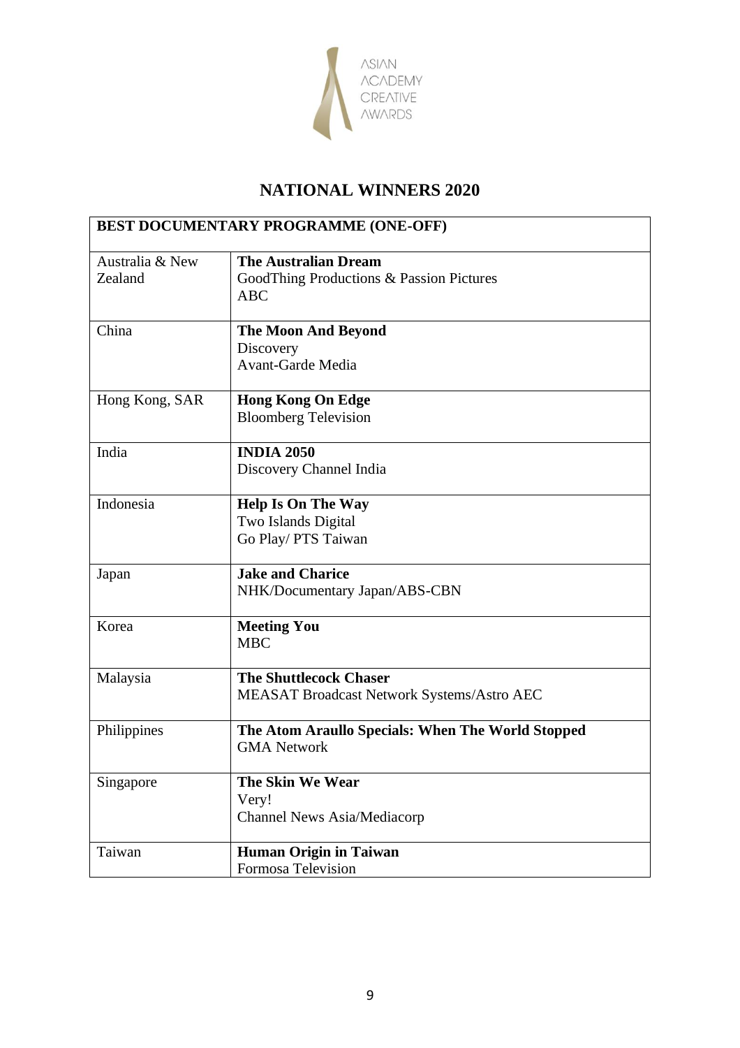# NATIONAL WINNERS 2020

| BEST DOCUMENTARY PROGRAMME (ONE-OFF) | |
|---|---|
| Australia & New Zealand | **The Australian Dream**<br>GoodThing Productions & Passion Pictures<br>ABC |
| China | **The Moon And Beyond**<br>Discovery<br>Avant-Garde Media |
| Hong Kong, SAR | **Hong Kong On Edge**<br>Bloomberg Television |
| India | **INDIA 2050**<br>Discovery Channel India |
| Indonesia | **Help Is On The Way**<br>Two Islands Digital<br>Go Play/ PTS Taiwan |
| Japan | **Jake and Charice**<br>NHK/Documentary Japan/ABS-CBN |
| Korea | **Meeting You**<br>MBC |
| Malaysia | **The Shuttlecock Chaser**<br>MEASAT Broadcast Network Systems/Astro AEC |
| Philippines | **The Atom Araullo Specials: When The World Stopped**<br>GMA Network |
| Singapore | **The Skin We Wear**<br>Very!<br>Channel News Asia/Mediacorp |
| Taiwan | **Human Origin in Taiwan**<br>Formosa Television |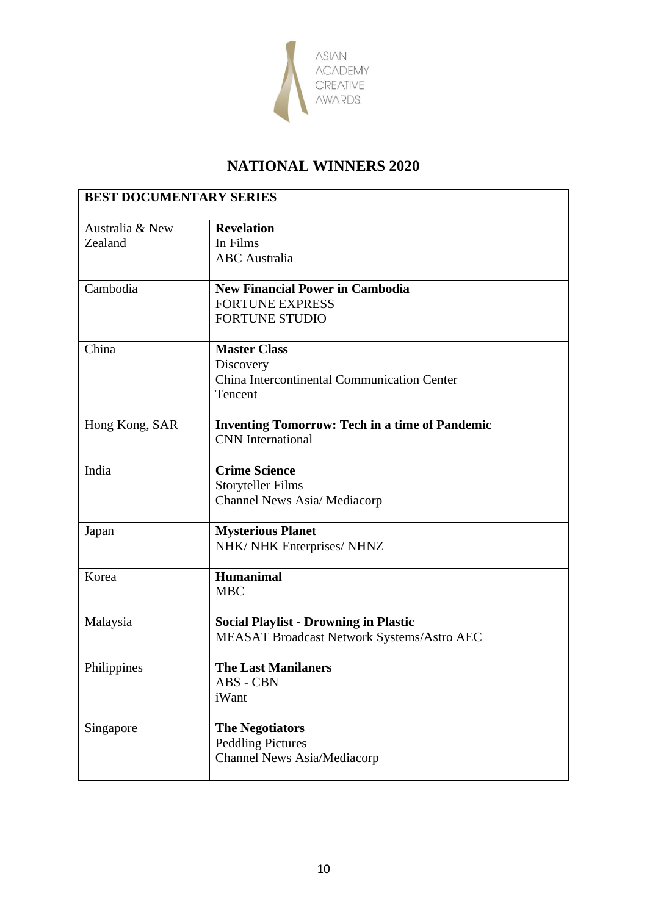ASIAN ACADEMY CREATIVE AWARDS

# NATIONAL WINNERS 2020

| BEST DOCUMENTARY SERIES | |
|---|---|
| Australia & New Zealand | **Revelation**<br>In Films<br>ABC Australia |
| Cambodia | **New Financial Power in Cambodia**<br>FORTUNE EXPRESS<br>FORTUNE STUDIO |
| China | **Master Class**<br>Discovery<br>China Intercontinental Communication Center<br>Tencent |
| Hong Kong, SAR | **Inventing Tomorrow: Tech in a time of Pandemic**<br>CNN International |
| India | **Crime Science**<br>Storyteller Films<br>Channel News Asia/ Mediacorp |
| Japan | **Mysterious Planet**<br>NHK/ NHK Enterprises/ NHNZ |
| Korea | **Humanimal**<br>MBC |
| Malaysia | **Social Playlist - Drowning in Plastic**<br>MEASAT Broadcast Network Systems/Astro AEC |
| Philippines | **The Last Manilaners**<br>ABS - CBN<br>iWant |
| Singapore | **The Negotiators**<br>Peddling Pictures<br>Channel News Asia/Mediacorp |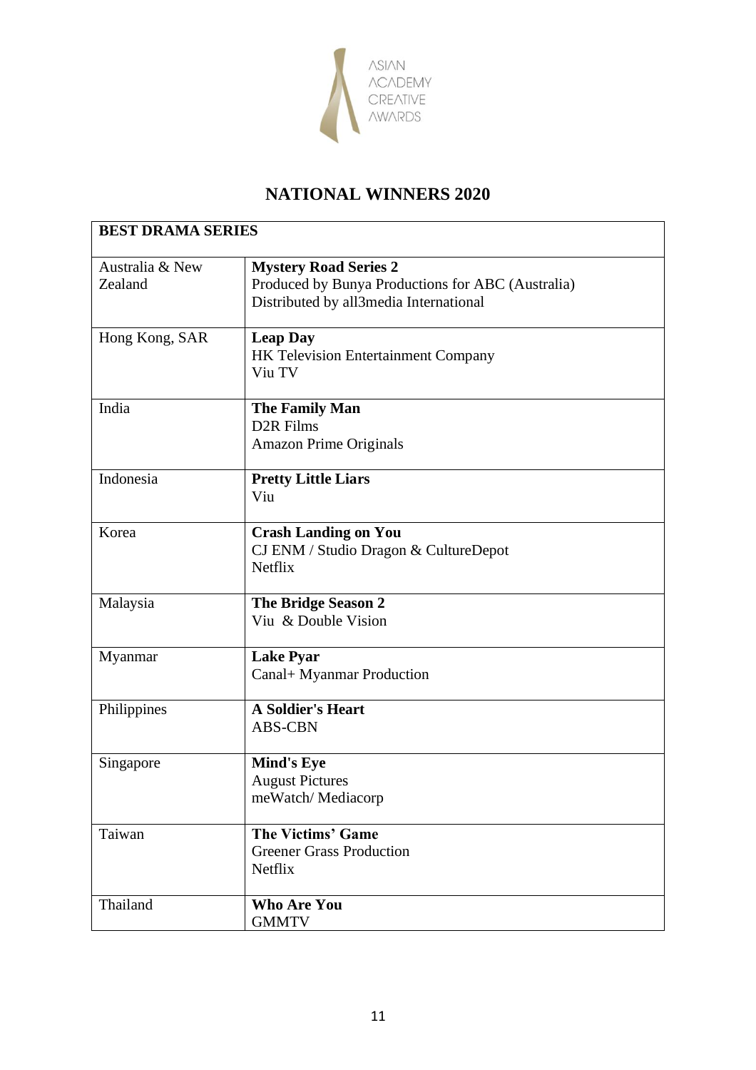ASIAN ACADEMY CREATIVE AWARDS

# NATIONAL WINNERS 2020

| BEST DRAMA SERIES | |
|---|---|
| Australia & New Zealand | **Mystery Road Series 2**<br>Produced by Bunya Productions for ABC (Australia)<br>Distributed by all3media International |
| Hong Kong, SAR | **Leap Day**<br>HK Television Entertainment Company<br>Viu TV |
| India | **The Family Man**<br>D2R Films<br>Amazon Prime Originals |
| Indonesia | **Pretty Little Liars**<br>Viu |
| Korea | **Crash Landing on You**<br>CJ ENM / Studio Dragon & CultureDepot<br>Netflix |
| Malaysia | **The Bridge Season 2**<br>Viu & Double Vision |
| Myanmar | **Lake Pyar**<br>Canal+ Myanmar Production |
| Philippines | **A Soldier's Heart**<br>ABS-CBN |
| Singapore | **Mind's Eye**<br>August Pictures<br>meWatch/ Mediacorp |
| Taiwan | **The Victims' Game**<br>Greener Grass Production<br>Netflix |
| Thailand | **Who Are You**<br>GMMTV |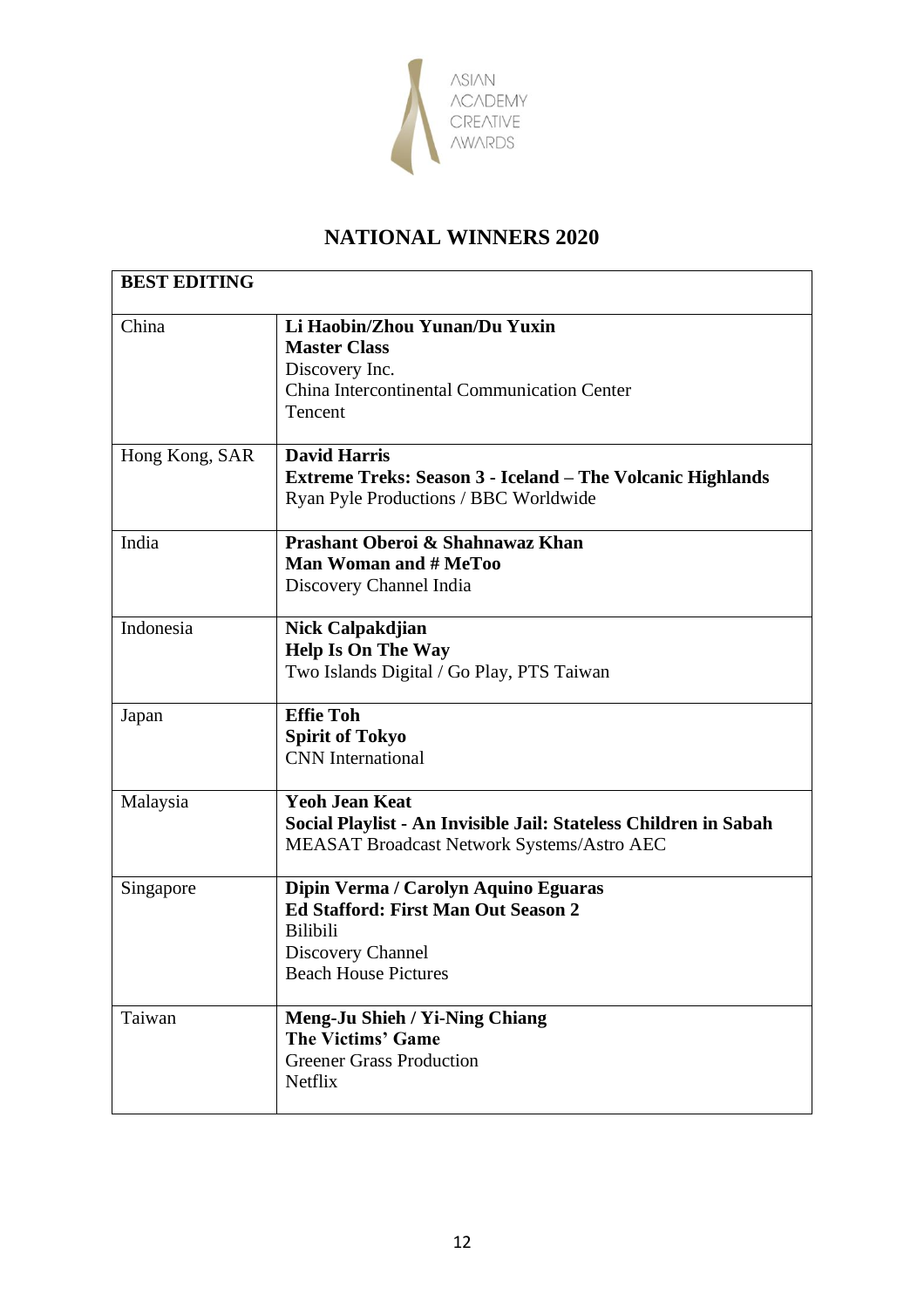ASIAN ACADEMY CREATIVE AWARDS

## NATIONAL WINNERS 2020

| BEST EDITING | |
|---|---|
| China | **Li Haobin/Zhou Yunan/Du Yuxin**<br>**Master Class**<br>Discovery Inc.<br>China Intercontinental Communication Center<br>Tencent |
| Hong Kong, SAR | **David Harris**<br>**Extreme Treks: Season 3 - Iceland – The Volcanic Highlands**<br>Ryan Pyle Productions / BBC Worldwide |
| India | **Prashant Oberoi & Shahnawaz Khan**<br>**Man Woman and # MeToo**<br>Discovery Channel India |
| Indonesia | **Nick Calpakdjian**<br>**Help Is On The Way**<br>Two Islands Digital / Go Play, PTS Taiwan |
| Japan | **Effie Toh**<br>**Spirit of Tokyo**<br>CNN International |
| Malaysia | **Yeoh Jean Keat**<br>**Social Playlist - An Invisible Jail: Stateless Children in Sabah**<br>MEASAT Broadcast Network Systems/Astro AEC |
| Singapore | **Dipin Verma / Carolyn Aquino Eguaras**<br>**Ed Stafford: First Man Out Season 2**<br>Bilibili<br>Discovery Channel<br>Beach House Pictures |
| Taiwan | **Meng-Ju Shieh / Yi-Ning Chiang**<br>**The Victims' Game**<br>Greener Grass Production<br>Netflix |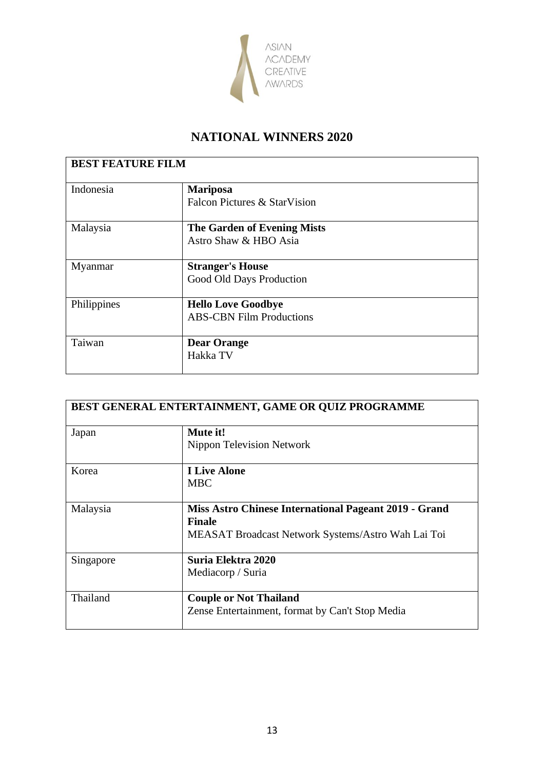## NATIONAL WINNERS 2020

| BEST FEATURE FILM | |
|---|---|
| Indonesia | **Mariposa**<br>Falcon Pictures & StarVision |
| Malaysia | **The Garden of Evening Mists**<br>Astro Shaw & HBO Asia |
| Myanmar | **Stranger's House**<br>Good Old Days Production |
| Philippines | **Hello Love Goodbye**<br>ABS-CBN Film Productions |
| Taiwan | **Dear Orange**<br>Hakka TV |

| BEST GENERAL ENTERTAINMENT, GAME OR QUIZ PROGRAMME | |
|---|---|
| Japan | **Mute it!**<br>Nippon Television Network |
| Korea | **I Live Alone**<br>MBC |
| Malaysia | **Miss Astro Chinese International Pageant 2019 - Grand Finale**<br>MEASAT Broadcast Network Systems/Astro Wah Lai Toi |
| Singapore | **Suria Elektra 2020**<br>Mediacorp / Suria |
| Thailand | **Couple or Not Thailand**<br>Zense Entertainment, format by Can't Stop Media |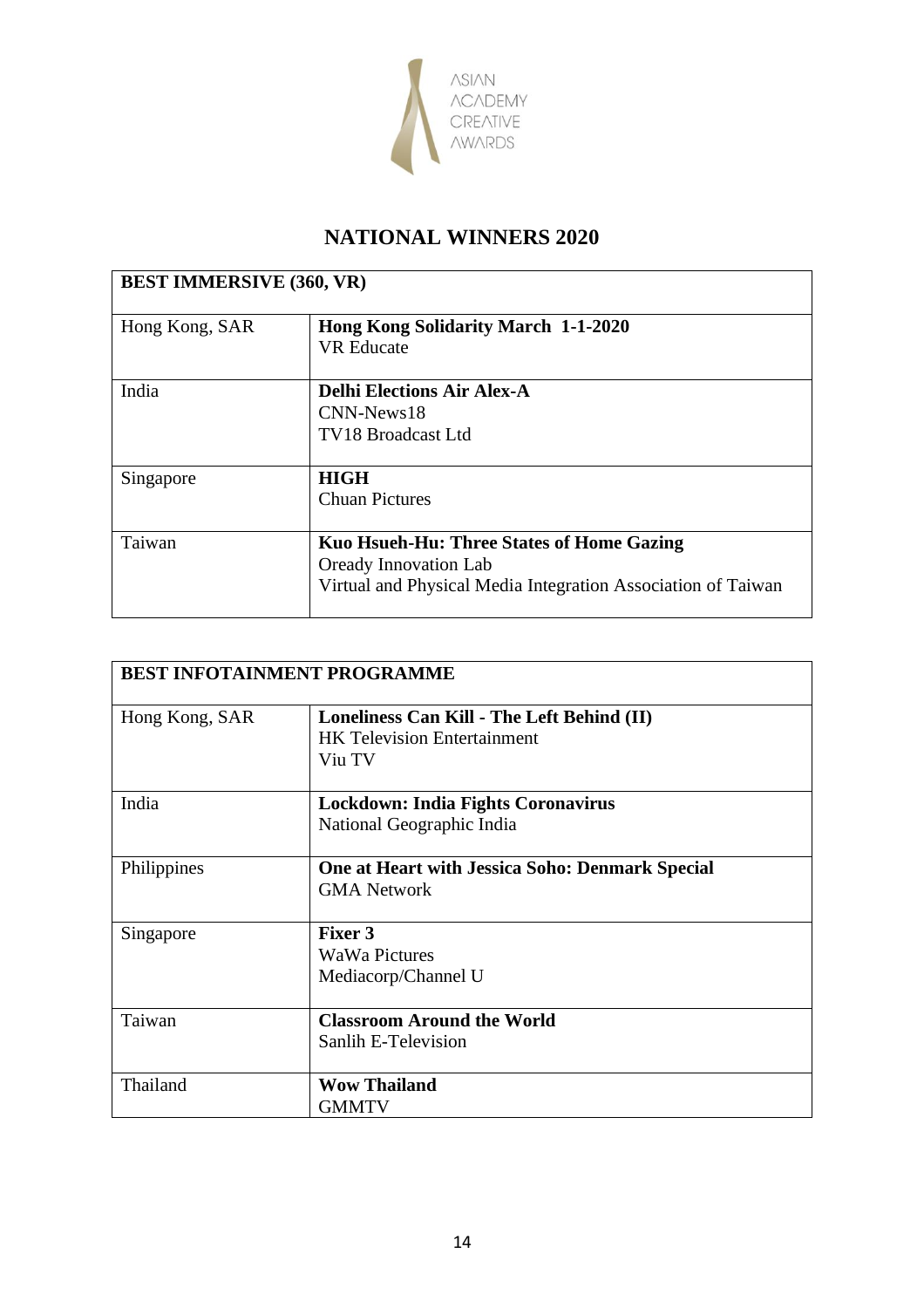ASIAN ACADEMY CREATIVE AWARDS

# NATIONAL WINNERS 2020

| BEST IMMERSIVE (360, VR) | |
|---|---|
| Hong Kong, SAR | **Hong Kong Solidarity March 1-1-2020**<br>VR Educate |
| India | **Delhi Elections Air Alex-A**<br>CNN-News18<br>TV18 Broadcast Ltd |
| Singapore | **HIGH**<br>Chuan Pictures |
| Taiwan | **Kuo Hsueh-Hu: Three States of Home Gazing**<br>Oready Innovation Lab<br>Virtual and Physical Media Integration Association of Taiwan |

| BEST INFOTAINMENT PROGRAMME | |
|---|---|
| Hong Kong, SAR | **Loneliness Can Kill - The Left Behind (II)**<br>HK Television Entertainment<br>Viu TV |
| India | **Lockdown: India Fights Coronavirus**<br>National Geographic India |
| Philippines | **One at Heart with Jessica Soho: Denmark Special**<br>GMA Network |
| Singapore | **Fixer 3**<br>WaWa Pictures<br>Mediacorp/Channel U |
| Taiwan | **Classroom Around the World**<br>Sanlih E-Television |
| Thailand | **Wow Thailand**<br>GMMTV |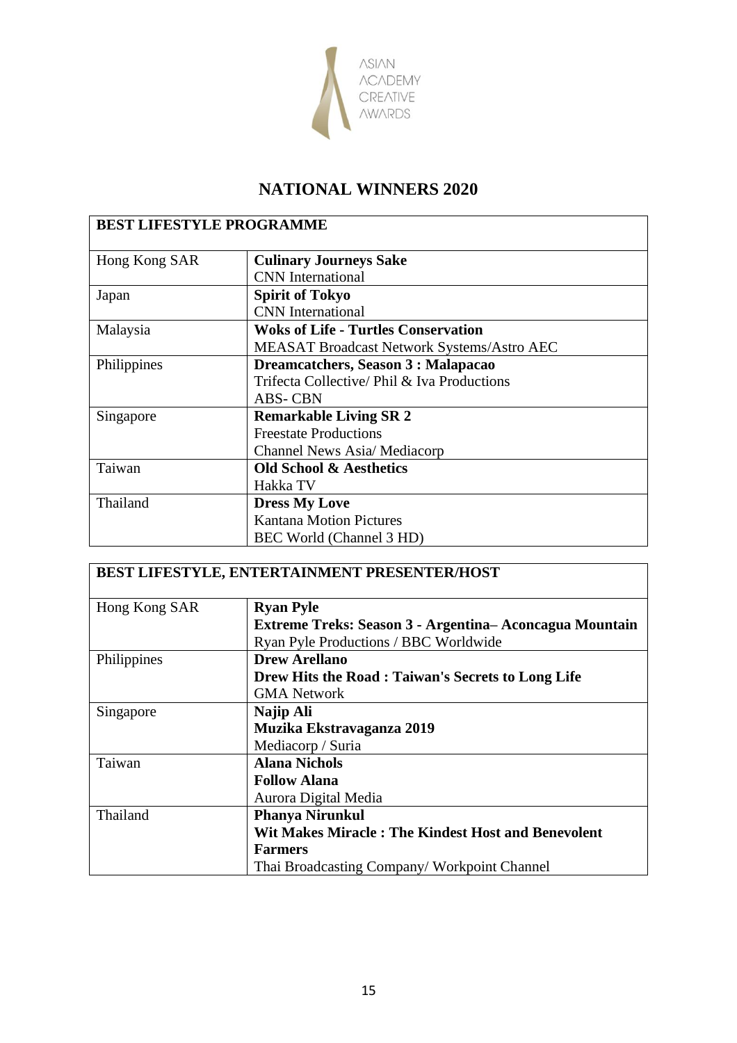# NATIONAL WINNERS 2020

| BEST LIFESTYLE PROGRAMME | |
|---|---|
| Hong Kong SAR | **Culinary Journeys Sake**<br>CNN International |
| Japan | **Spirit of Tokyo**<br>CNN International |
| Malaysia | **Woks of Life - Turtles Conservation**<br>MEASAT Broadcast Network Systems/Astro AEC |
| Philippines | **Dreamcatchers, Season 3 : Malapacao**<br>Trifecta Collective/ Phil & Iva Productions<br>ABS- CBN |
| Singapore | **Remarkable Living SR 2**<br>Freestate Productions<br>Channel News Asia/ Mediacorp |
| Taiwan | **Old School & Aesthetics**<br>Hakka TV |
| Thailand | **Dress My Love**<br>Kantana Motion Pictures<br>BEC World (Channel 3 HD) |

| BEST LIFESTYLE, ENTERTAINMENT PRESENTER/HOST | |
|---|---|
| Hong Kong SAR | **Ryan Pyle**<br>**Extreme Treks: Season 3 - Argentina– Aconcagua Mountain**<br>Ryan Pyle Productions / BBC Worldwide |
| Philippines | **Drew Arellano**<br>**Drew Hits the Road : Taiwan's Secrets to Long Life**<br>GMA Network |
| Singapore | **Najip Ali**<br>**Muzika Ekstravaganza 2019**<br>Mediacorp / Suria |
| Taiwan | **Alana Nichols**<br>**Follow Alana**<br>Aurora Digital Media |
| Thailand | **Phanya Nirunkul**<br>**Wit Makes Miracle : The Kindest Host and Benevolent Farmers**<br>Thai Broadcasting Company/ Workpoint Channel |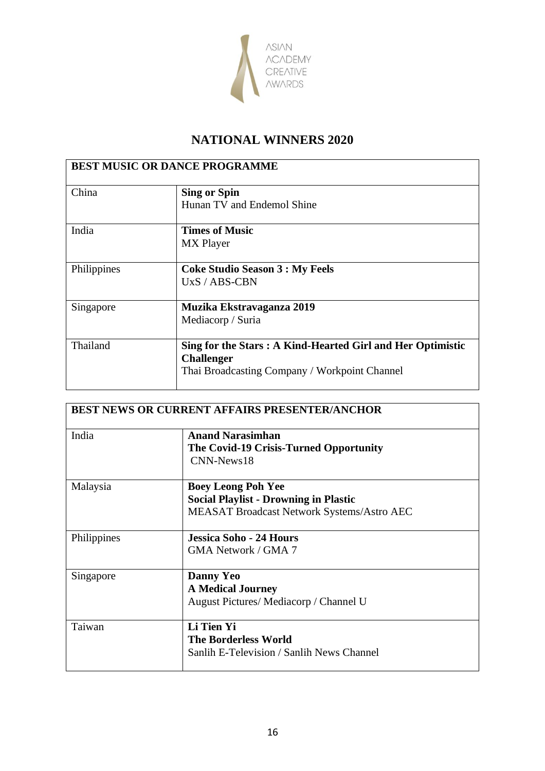ASIAN ACADEMY CREATIVE AWARDS

## NATIONAL WINNERS 2020

| BEST MUSIC OR DANCE PROGRAMME | |
|---|---|
| China | **Sing or Spin**<br>Hunan TV and Endemol Shine |
| India | **Times of Music**<br>MX Player |
| Philippines | **Coke Studio Season 3 : My Feels**<br>UxS / ABS-CBN |
| Singapore | **Muzika Ekstravaganza 2019**<br>Mediacorp / Suria |
| Thailand | **Sing for the Stars : A Kind-Hearted Girl and Her Optimistic Challenger**<br>Thai Broadcasting Company / Workpoint Channel |

| BEST NEWS OR CURRENT AFFAIRS PRESENTER/ANCHOR | |
|---|---|
| India | **Anand Narasimhan**<br>**The Covid-19 Crisis-Turned Opportunity**<br>CNN-News18 |
| Malaysia | **Boey Leong Poh Yee**<br>**Social Playlist - Drowning in Plastic**<br>MEASAT Broadcast Network Systems/Astro AEC |
| Philippines | **Jessica Soho - 24 Hours**<br>GMA Network / GMA 7 |
| Singapore | **Danny Yeo**<br>**A Medical Journey**<br>August Pictures/ Mediacorp / Channel U |
| Taiwan | **Li Tien Yi**<br>**The Borderless World**<br>Sanlih E-Television / Sanlih News Channel |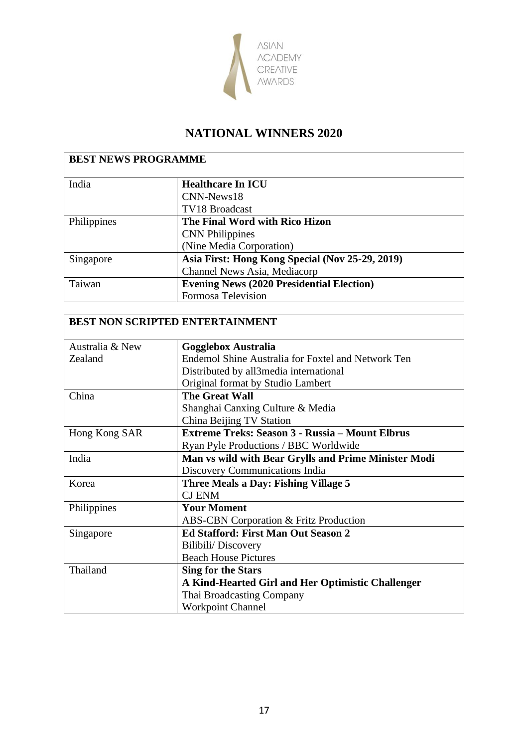ASIAN ACADEMY CREATIVE AWARDS

# NATIONAL WINNERS 2020

| BEST NEWS PROGRAMME | |
|---|---|
| India | **Healthcare In ICU**<br>CNN-News18<br>TV18 Broadcast |
| Philippines | **The Final Word with Rico Hizon**<br>CNN Philippines<br>(Nine Media Corporation) |
| Singapore | **Asia First: Hong Kong Special (Nov 25-29, 2019)**<br>Channel News Asia, Mediacorp |
| Taiwan | **Evening News (2020 Presidential Election)**<br>Formosa Television |

| BEST NON SCRIPTED ENTERTAINMENT | |
|---|---|
| Australia & New Zealand | **Gogglebox Australia**<br>Endemol Shine Australia for Foxtel and Network Ten<br>Distributed by all3media international<br>Original format by Studio Lambert |
| China | **The Great Wall**<br>Shanghai Canxing Culture & Media<br>China Beijing TV Station |
| Hong Kong SAR | **Extreme Treks: Season 3 - Russia – Mount Elbrus**<br>Ryan Pyle Productions / BBC Worldwide |
| India | **Man vs wild with Bear Grylls and Prime Minister Modi**<br>Discovery Communications India |
| Korea | **Three Meals a Day: Fishing Village 5**<br>CJ ENM |
| Philippines | **Your Moment**<br>ABS-CBN Corporation & Fritz Production |
| Singapore | **Ed Stafford: First Man Out Season 2**<br>Bilibili/ Discovery<br>Beach House Pictures |
| Thailand | **Sing for the Stars**<br>**A Kind-Hearted Girl and Her Optimistic Challenger**<br>Thai Broadcasting Company<br>Workpoint Channel |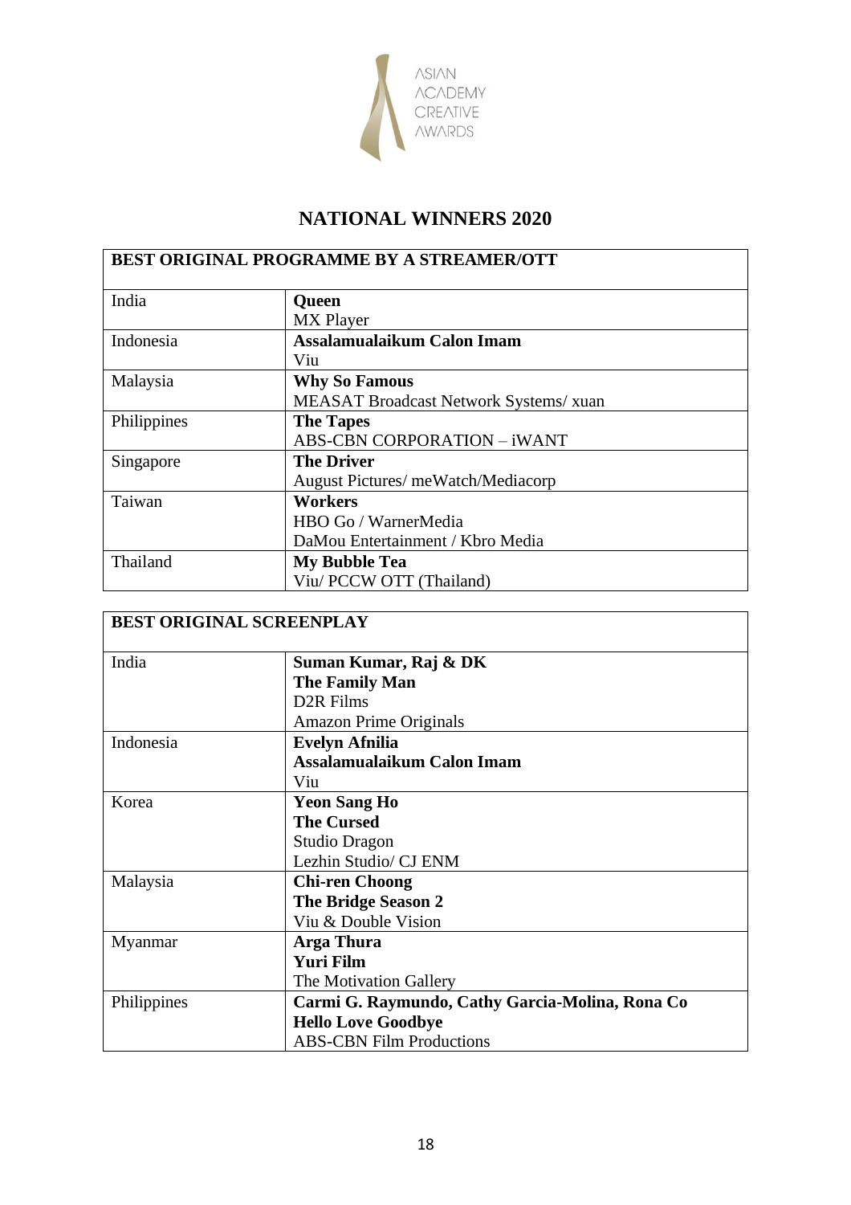# NATIONAL WINNERS 2020

| BEST ORIGINAL PROGRAMME BY A STREAMER/OTT | |
|---|---|
| India | **Queen**<br>MX Player |
| Indonesia | **Assalamualaikum Calon Imam**<br>Viu |
| Malaysia | **Why So Famous**<br>MEASAT Broadcast Network Systems/ xuan |
| Philippines | **The Tapes**<br>ABS-CBN CORPORATION – iWANT |
| Singapore | **The Driver**<br>August Pictures/ meWatch/Mediacorp |
| Taiwan | **Workers**<br>HBO Go / WarnerMedia<br>DaMou Entertainment / Kbro Media |
| Thailand | **My Bubble Tea**<br>Viu/ PCCW OTT (Thailand) |

| BEST ORIGINAL SCREENPLAY | |
|---|---|
| India | **Suman Kumar, Raj & DK**<br>**The Family Man**<br>D2R Films<br>Amazon Prime Originals |
| Indonesia | **Evelyn Afnilia**<br>**Assalamualaikum Calon Imam**<br>Viu |
| Korea | **Yeon Sang Ho**<br>**The Cursed**<br>Studio Dragon<br>Lezhin Studio/ CJ ENM |
| Malaysia | **Chi-ren Choong**<br>**The Bridge Season 2**<br>Viu & Double Vision |
| Myanmar | **Arga Thura**<br>**Yuri Film**<br>The Motivation Gallery |
| Philippines | **Carmi G. Raymundo, Cathy Garcia-Molina, Rona Co**<br>**Hello Love Goodbye**<br>ABS-CBN Film Productions |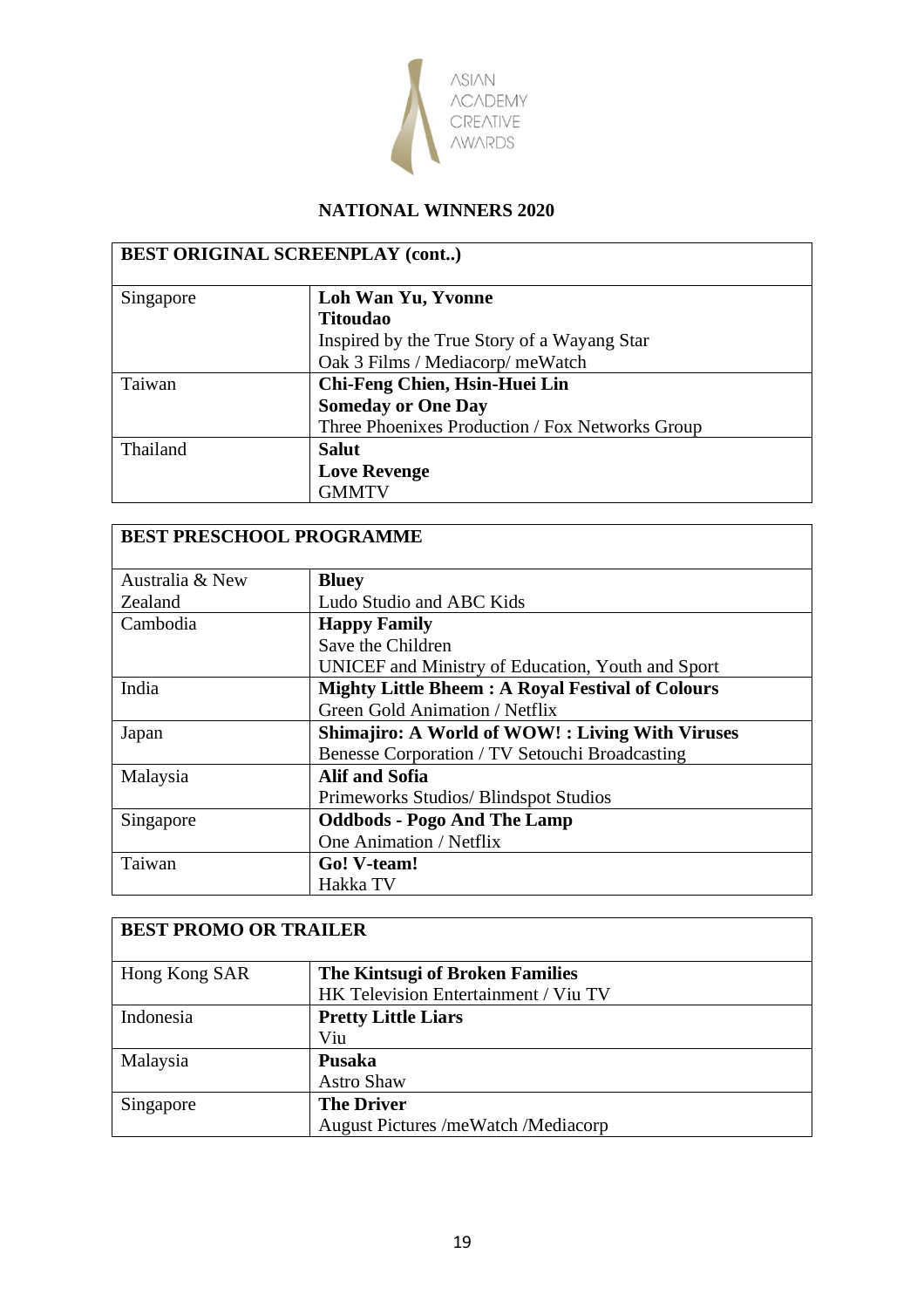ASIAN ACADEMY CREATIVE AWARDS

## NATIONAL WINNERS 2020

| BEST ORIGINAL SCREENPLAY (cont..) | |
|---|---|
| Singapore | **Loh Wan Yu, Yvonne**<br>**Titoudao**<br>Inspired by the True Story of a Wayang Star<br>Oak 3 Films / Mediacorp/ meWatch |
| Taiwan | **Chi-Feng Chien, Hsin-Huei Lin**<br>**Someday or One Day**<br>Three Phoenixes Production / Fox Networks Group |
| Thailand | **Salut**<br>**Love Revenge**<br>GMMTV |

| BEST PRESCHOOL PROGRAMME | |
|---|---|
| Australia & New Zealand | **Bluey**<br>Ludo Studio and ABC Kids |
| Cambodia | **Happy Family**<br>Save the Children<br>UNICEF and Ministry of Education, Youth and Sport |
| India | **Mighty Little Bheem : A Royal Festival of Colours**<br>Green Gold Animation / Netflix |
| Japan | **Shimajiro: A World of WOW! : Living With Viruses**<br>Benesse Corporation / TV Setouchi Broadcasting |
| Malaysia | **Alif and Sofia**<br>Primeworks Studios/ Blindspot Studios |
| Singapore | **Oddbods - Pogo And The Lamp**<br>One Animation / Netflix |
| Taiwan | **Go! V-team!**<br>Hakka TV |

| BEST PROMO OR TRAILER | |
|---|---|
| Hong Kong SAR | **The Kintsugi of Broken Families**<br>HK Television Entertainment / Viu TV |
| Indonesia | **Pretty Little Liars**<br>Viu |
| Malaysia | **Pusaka**<br>Astro Shaw |
| Singapore | **The Driver**<br>August Pictures /meWatch /Mediacorp |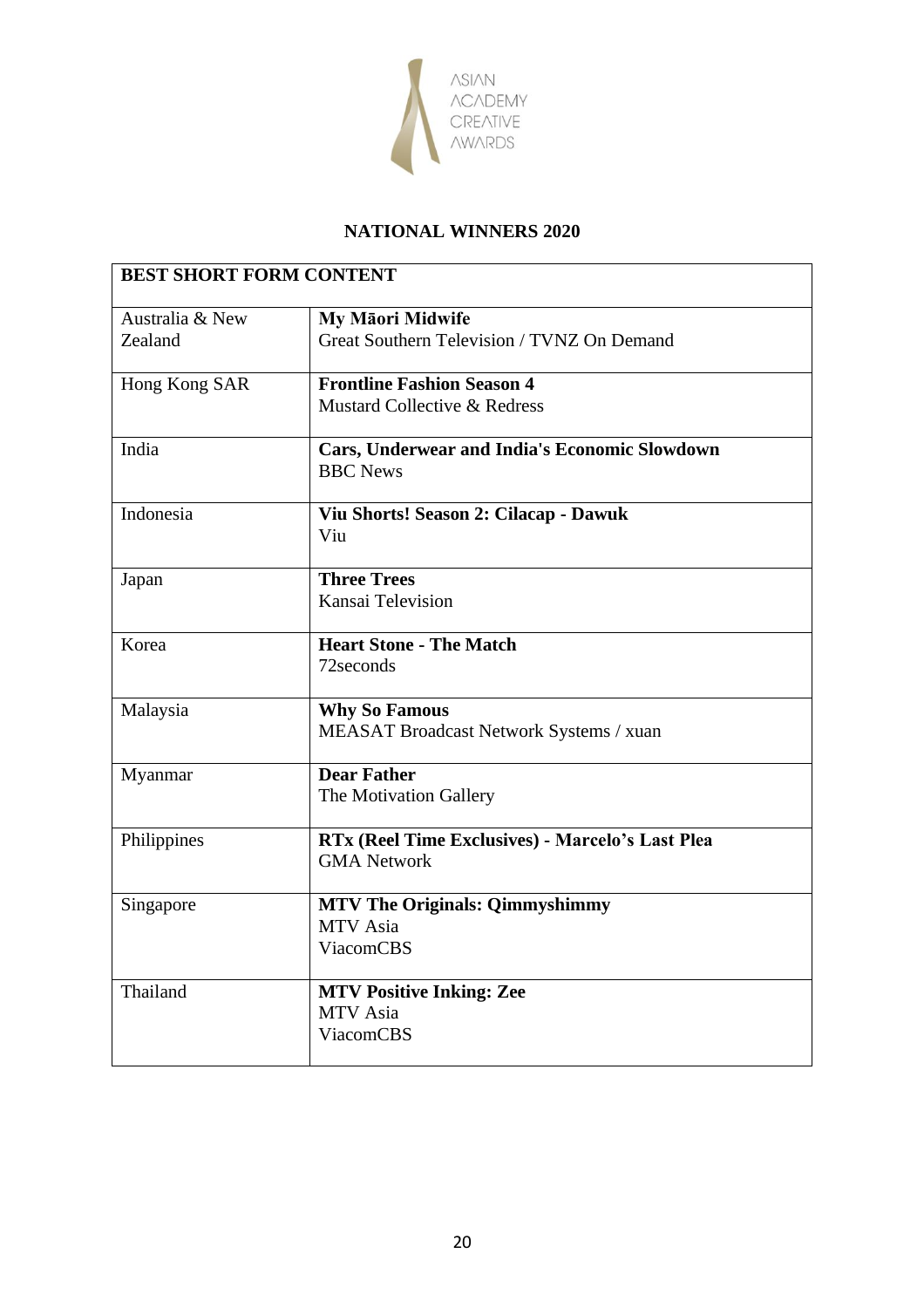ASIAN ACADEMY CREATIVE AWARDS

## NATIONAL WINNERS 2020

| BEST SHORT FORM CONTENT | |
|---|---|
| Australia & New Zealand | **My Māori Midwife**<br>Great Southern Television / TVNZ On Demand |
| Hong Kong SAR | **Frontline Fashion Season 4**<br>Mustard Collective & Redress |
| India | **Cars, Underwear and India's Economic Slowdown**<br>BBC News |
| Indonesia | **Viu Shorts! Season 2: Cilacap - Dawuk**<br>Viu |
| Japan | **Three Trees**<br>Kansai Television |
| Korea | **Heart Stone - The Match**<br>72seconds |
| Malaysia | **Why So Famous**<br>MEASAT Broadcast Network Systems / xuan |
| Myanmar | **Dear Father**<br>The Motivation Gallery |
| Philippines | **RTx (Reel Time Exclusives) - Marcelo's Last Plea**<br>GMA Network |
| Singapore | **MTV The Originals: Qimmyshimmy**<br>MTV Asia<br>ViacomCBS |
| Thailand | **MTV Positive Inking: Zee**<br>MTV Asia<br>ViacomCBS |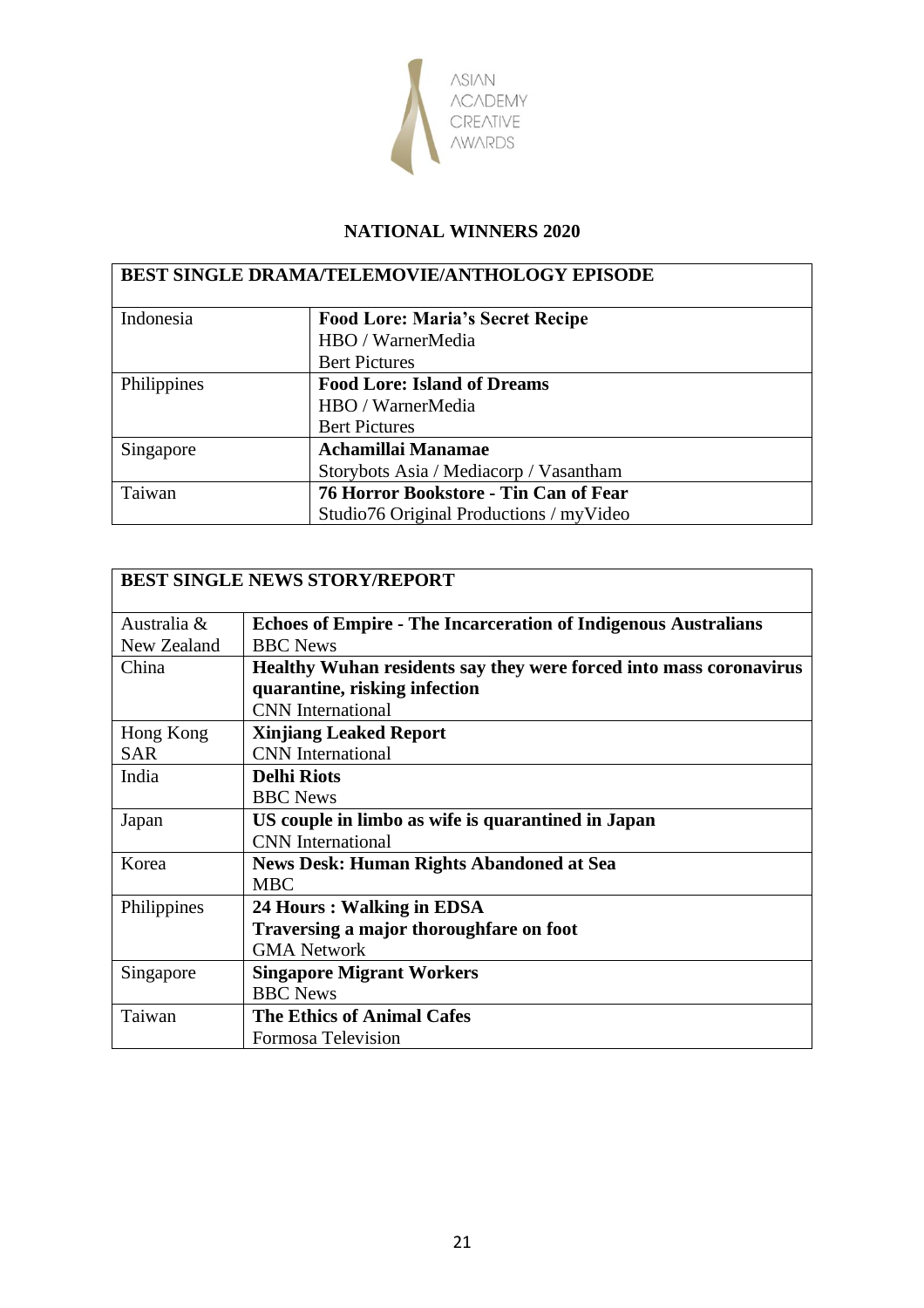ASIAN ACADEMY CREATIVE AWARDS

## NATIONAL WINNERS 2020

| BEST SINGLE DRAMA/TELEMOVIE/ANTHOLOGY EPISODE | |
|---|---|
| Indonesia | **Food Lore: Maria's Secret Recipe**<br>HBO / WarnerMedia<br>Bert Pictures |
| Philippines | **Food Lore: Island of Dreams**<br>HBO / WarnerMedia<br>Bert Pictures |
| Singapore | **Achamillai Manamae**<br>Storybots Asia / Mediacorp / Vasantham |
| Taiwan | **76 Horror Bookstore - Tin Can of Fear**<br>Studio76 Original Productions / myVideo |

| BEST SINGLE NEWS STORY/REPORT | |
|---|---|
| Australia & New Zealand | **Echoes of Empire - The Incarceration of Indigenous Australians**<br>BBC News |
| China | **Healthy Wuhan residents say they were forced into mass coronavirus quarantine, risking infection**<br>CNN International |
| Hong Kong SAR | **Xinjiang Leaked Report**<br>CNN International |
| India | **Delhi Riots**<br>BBC News |
| Japan | **US couple in limbo as wife is quarantined in Japan**<br>CNN International |
| Korea | **News Desk: Human Rights Abandoned at Sea**<br>MBC |
| Philippines | **24 Hours : Walking in EDSA**<br>**Traversing a major thoroughfare on foot**<br>GMA Network |
| Singapore | **Singapore Migrant Workers**<br>BBC News |
| Taiwan | **The Ethics of Animal Cafes**<br>Formosa Television |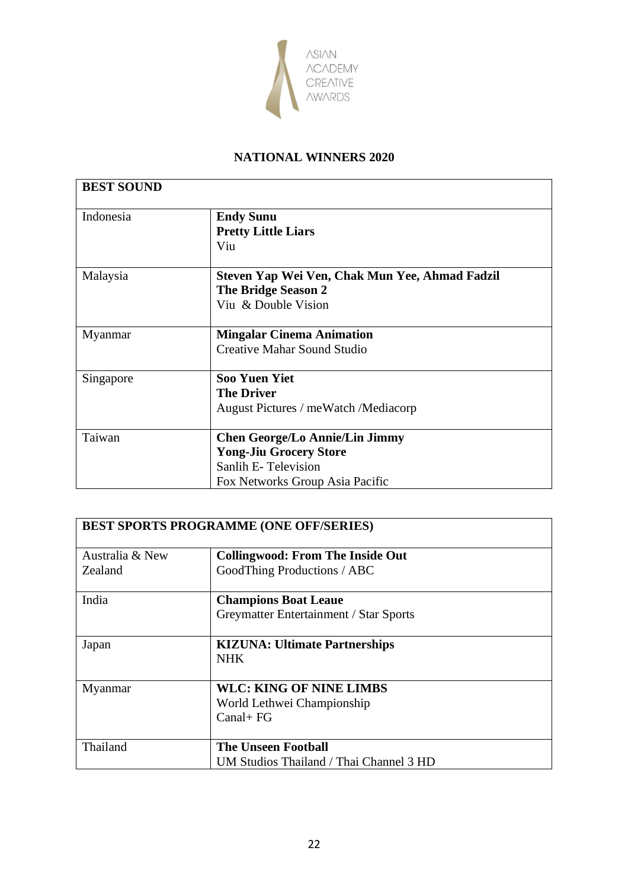ASIAN ACADEMY CREATIVE AWARDS

## NATIONAL WINNERS 2020

| BEST SOUND | |
|---|---|
| Indonesia | **Endy Sunu**<br>**Pretty Little Liars**<br>Viu |
| Malaysia | **Steven Yap Wei Ven, Chak Mun Yee, Ahmad Fadzil**<br>**The Bridge Season 2**<br>Viu & Double Vision |
| Myanmar | **Mingalar Cinema Animation**<br>Creative Mahar Sound Studio |
| Singapore | **Soo Yuen Yiet**<br>**The Driver**<br>August Pictures / meWatch /Mediacorp |
| Taiwan | **Chen George/Lo Annie/Lin Jimmy**<br>**Yong-Jiu Grocery Store**<br>Sanlih E- Television<br>Fox Networks Group Asia Pacific |

| BEST SPORTS PROGRAMME (ONE OFF/SERIES) | |
|---|---|
| Australia & New Zealand | **Collingwood: From The Inside Out**<br>GoodThing Productions / ABC |
| India | **Champions Boat Leaue**<br>Greymatter Entertainment / Star Sports |
| Japan | **KIZUNA: Ultimate Partnerships**<br>NHK |
| Myanmar | **WLC: KING OF NINE LIMBS**<br>World Lethwei Championship<br>Canal+ FG |
| Thailand | **The Unseen Football**<br>UM Studios Thailand / Thai Channel 3 HD |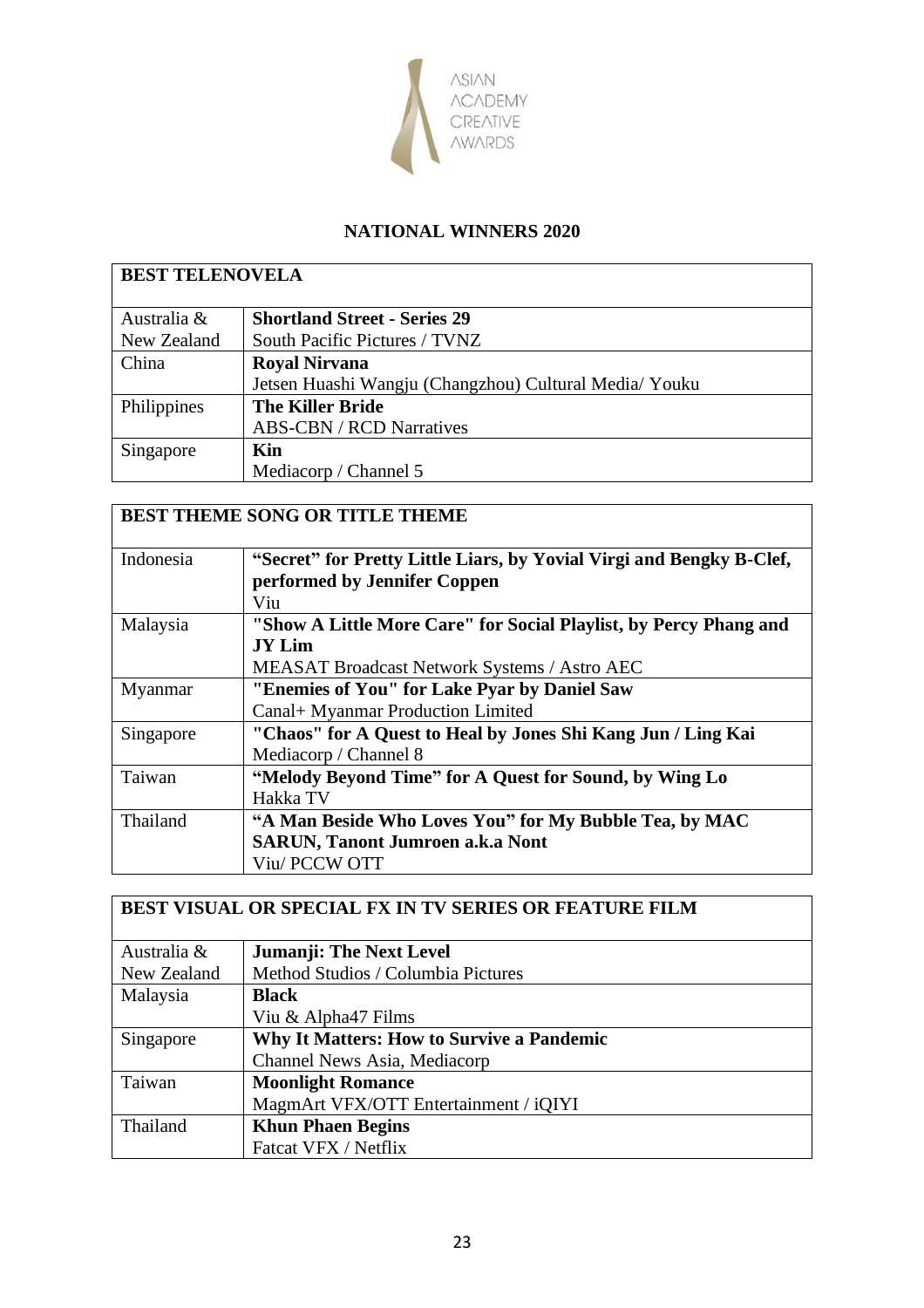ASIAN ACADEMY CREATIVE AWARDS

## NATIONAL WINNERS 2020

| BEST TELENOVELA | |
|---|---|
| Australia & New Zealand | **Shortland Street - Series 29**<br>South Pacific Pictures / TVNZ |
| China | **Royal Nirvana**<br>Jetsen Huashi Wangju (Changzhou) Cultural Media/ Youku |
| Philippines | **The Killer Bride**<br>ABS-CBN / RCD Narratives |
| Singapore | **Kin**<br>Mediacorp / Channel 5 |

| BEST THEME SONG OR TITLE THEME | |
|---|---|
| Indonesia | **"Secret" for Pretty Little Liars, by Yovial Virgi and Bengky B-Clef, performed by Jennifer Coppen**<br>Viu |
| Malaysia | **"Show A Little More Care" for Social Playlist, by Percy Phang and JY Lim**<br>MEASAT Broadcast Network Systems / Astro AEC |
| Myanmar | **"Enemies of You" for Lake Pyar by Daniel Saw**<br>Canal+ Myanmar Production Limited |
| Singapore | **"Chaos" for A Quest to Heal by Jones Shi Kang Jun / Ling Kai**<br>Mediacorp / Channel 8 |
| Taiwan | **"Melody Beyond Time" for A Quest for Sound, by Wing Lo**<br>Hakka TV |
| Thailand | **"A Man Beside Who Loves You" for My Bubble Tea, by MAC SARUN, Tanont Jumroen a.k.a Nont**<br>Viu/ PCCW OTT |

| BEST VISUAL OR SPECIAL FX IN TV SERIES OR FEATURE FILM | |
|---|---|
| Australia & New Zealand | **Jumanji: The Next Level**<br>Method Studios / Columbia Pictures |
| Malaysia | **Black**<br>Viu & Alpha47 Films |
| Singapore | **Why It Matters: How to Survive a Pandemic**<br>Channel News Asia, Mediacorp |
| Taiwan | **Moonlight Romance**<br>MagmArt VFX/OTT Entertainment / iQIYI |
| Thailand | **Khun Phaen Begins**<br>Fatcat VFX / Netflix |